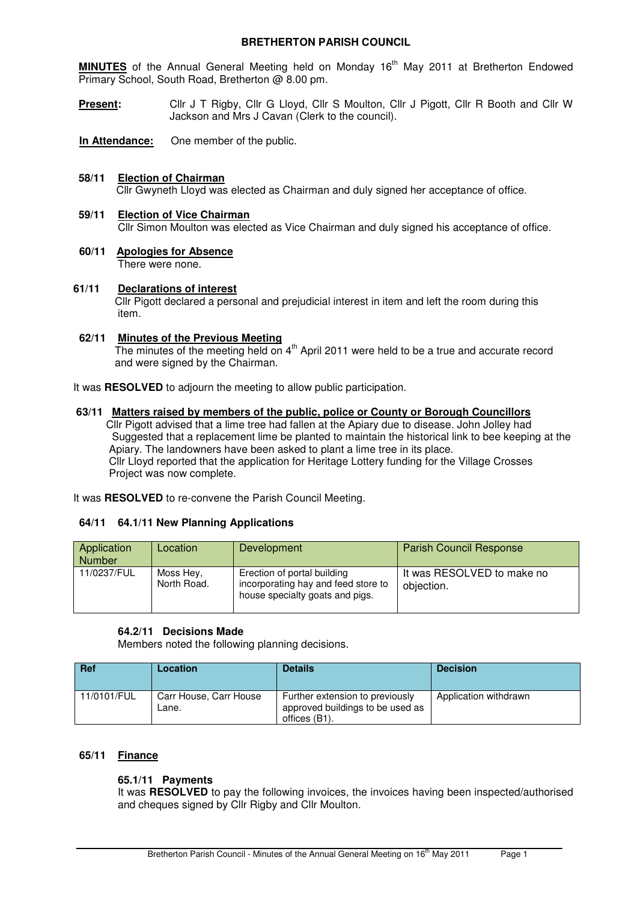**BRETHERTON PARISH COUNCIL**

**MINUTES** of the Annual General Meeting held on Monday 16th May 2011 at Bretherton Endowed Primary School, South Road, Bretherton @ 8.00 pm.

**Present:** Cllr J T Rigby, Cllr G Lloyd, Cllr S Moulton, Cllr J Pigott, Cllr R Booth and Cllr W Jackson and Mrs J Cavan (Clerk to the council).

**In Attendance:** One member of the public.

**58/11 Election of Chairman**
Cllr Gwyneth Lloyd was elected as Chairman and duly signed her acceptance of office.

**59/11 Election of Vice Chairman**
Cllr Simon Moulton was elected as Vice Chairman and duly signed his acceptance of office.

**60/11 Apologies for Absence**
There were none.

**61/11 Declarations of interest**
Cllr Pigott declared a personal and prejudicial interest in item and left the room during this item.

**62/11 Minutes of the Previous Meeting**
The minutes of the meeting held on 4th April 2011 were held to be a true and accurate record and were signed by the Chairman.

It was **RESOLVED** to adjourn the meeting to allow public participation.

**63/11 Matters raised by members of the public, police or County or Borough Councillors**
Cllr Pigott advised that a lime tree had fallen at the Apiary due to disease. John Jolley had Suggested that a replacement lime be planted to maintain the historical link to bee keeping at the Apiary. The landowners have been asked to plant a lime tree in its place.
Cllr Lloyd reported that the application for Heritage Lottery funding for the Village Crosses Project was now complete.

It was **RESOLVED** to re-convene the Parish Council Meeting.

**64/11 64.1/11 New Planning Applications**

| Application Number | Location | Development | Parish Council Response |
|---|---|---|---|
| 11/0237/FUL | Moss Hey, North Road. | Erection of portal building incorporating hay and feed store to house specialty goats and pigs. | It was RESOLVED to make no objection. |

**64.2/11 Decisions Made**
Members noted the following planning decisions.

| Ref | Location | Details | Decision |
|---|---|---|---|
| 11/0101/FUL | Carr House, Carr House Lane. | Further extension to previously approved buildings to be used as offices (B1). | Application withdrawn |

**65/11 Finance**

**65.1/11 Payments**
It was **RESOLVED** to pay the following invoices, the invoices having been inspected/authorised and cheques signed by Cllr Rigby and Cllr Moulton.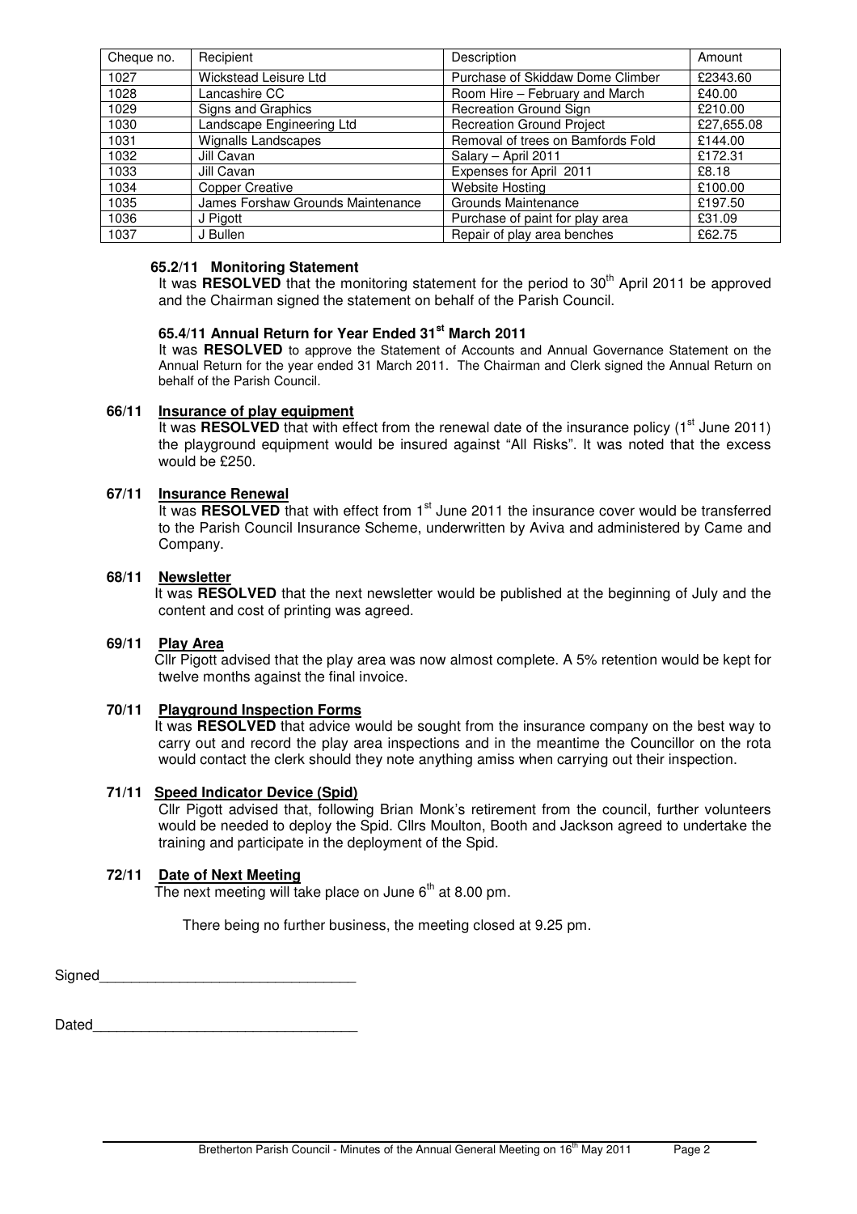| Cheque no. | Recipient | Description | Amount |
|---|---|---|---|
| 1027 | Wickstead Leisure Ltd | Purchase of Skiddaw Dome Climber | £2343.60 |
| 1028 | Lancashire CC | Room Hire – February and March | £40.00 |
| 1029 | Signs and Graphics | Recreation Ground Sign | £210.00 |
| 1030 | Landscape Engineering Ltd | Recreation Ground Project | £27,655.08 |
| 1031 | Wignalls Landscapes | Removal of trees on Bamfords Fold | £144.00 |
| 1032 | Jill Cavan | Salary – April 2011 | £172.31 |
| 1033 | Jill Cavan | Expenses for April 2011 | £8.18 |
| 1034 | Copper Creative | Website Hosting | £100.00 |
| 1035 | James Forshaw Grounds Maintenance | Grounds Maintenance | £197.50 |
| 1036 | J Pigott | Purchase of paint for play area | £31.09 |
| 1037 | J Bullen | Repair of play area benches | £62.75 |

**65.2/11 Monitoring Statement**

It was **RESOLVED** that the monitoring statement for the period to 30th April 2011 be approved and the Chairman signed the statement on behalf of the Parish Council.

**65.4/11 Annual Return for Year Ended 31st March 2011**

It was **RESOLVED** to approve the Statement of Accounts and Annual Governance Statement on the Annual Return for the year ended 31 March 2011. The Chairman and Clerk signed the Annual Return on behalf of the Parish Council.

**66/11 Insurance of play equipment**

It was **RESOLVED** that with effect from the renewal date of the insurance policy (1st June 2011) the playground equipment would be insured against "All Risks". It was noted that the excess would be £250.

**67/11 Insurance Renewal**

It was **RESOLVED** that with effect from 1st June 2011 the insurance cover would be transferred to the Parish Council Insurance Scheme, underwritten by Aviva and administered by Came and Company.

**68/11 Newsletter**

It was **RESOLVED** that the next newsletter would be published at the beginning of July and the content and cost of printing was agreed.

**69/11 Play Area**

Cllr Pigott advised that the play area was now almost complete. A 5% retention would be kept for twelve months against the final invoice.

**70/11 Playground Inspection Forms**

It was **RESOLVED** that advice would be sought from the insurance company on the best way to carry out and record the play area inspections and in the meantime the Councillor on the rota would contact the clerk should they note anything amiss when carrying out their inspection.

**71/11 Speed Indicator Device (Spid)**

Cllr Pigott advised that, following Brian Monk's retirement from the council, further volunteers would be needed to deploy the Spid. Cllrs Moulton, Booth and Jackson agreed to undertake the training and participate in the deployment of the Spid.

**72/11 Date of Next Meeting**

The next meeting will take place on June 6th at 8.00 pm.

There being no further business, the meeting closed at 9.25 pm.

Signed________________________________

Dated_________________________________